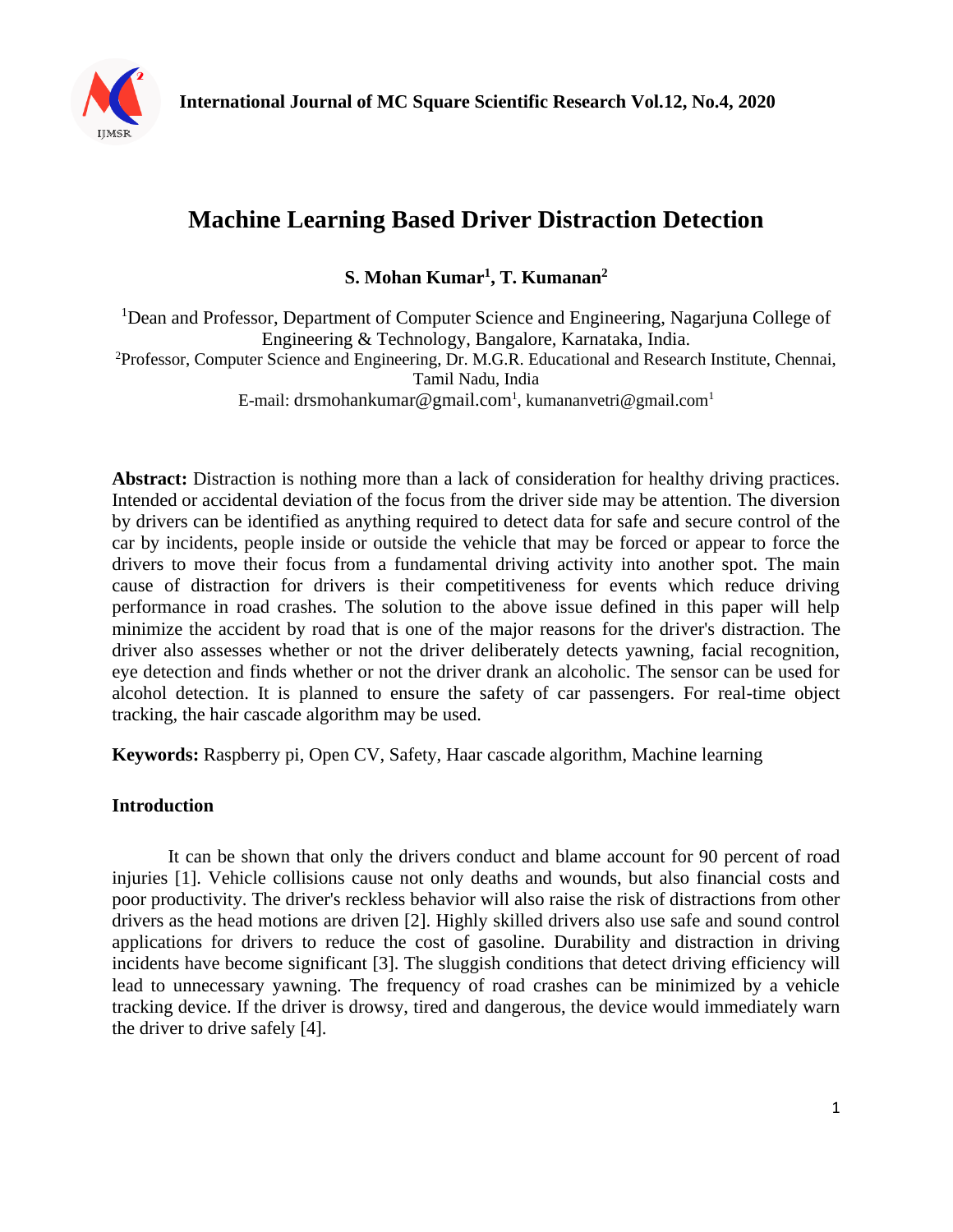# Machine Learning Based Driver Distraction Detection

**S. Mohan Kumar[1], T. Kumanan[2]**

[1]Dean and Professor, Department of Computer Science and Engineering, Nagarjuna College of Engineering & Technology, Bangalore, Karnataka, India.
[2]Professor, Computer Science and Engineering, Dr. M.G.R. Educational and Research Institute, Chennai, Tamil Nadu, India
E-mail: drsmohankumar@gmail.com[1], kumananvetri@gmail.com[1]

**Abstract:** Distraction is nothing more than a lack of consideration for healthy driving practices. Intended or accidental deviation of the focus from the driver side may be attention. The diversion by drivers can be identified as anything required to detect data for safe and secure control of the car by incidents, people inside or outside the vehicle that may be forced or appear to force the drivers to move their focus from a fundamental driving activity into another spot. The main cause of distraction for drivers is their competitiveness for events which reduce driving performance in road crashes. The solution to the above issue defined in this paper will help minimize the accident by road that is one of the major reasons for the driver's distraction. The driver also assesses whether or not the driver deliberately detects yawning, facial recognition, eye detection and finds whether or not the driver drank an alcoholic. The sensor can be used for alcohol detection. It is planned to ensure the safety of car passengers. For real-time object tracking, the hair cascade algorithm may be used.

**Keywords:** Raspberry pi, Open CV, Safety, Haar cascade algorithm, Machine learning

## Introduction

It can be shown that only the drivers conduct and blame account for 90 percent of road injuries [1]. Vehicle collisions cause not only deaths and wounds, but also financial costs and poor productivity. The driver's reckless behavior will also raise the risk of distractions from other drivers as the head motions are driven [2]. Highly skilled drivers also use safe and sound control applications for drivers to reduce the cost of gasoline. Durability and distraction in driving incidents have become significant [3]. The sluggish conditions that detect driving efficiency will lead to unnecessary yawning. The frequency of road crashes can be minimized by a vehicle tracking device. If the driver is drowsy, tired and dangerous, the device would immediately warn the driver to drive safely [4].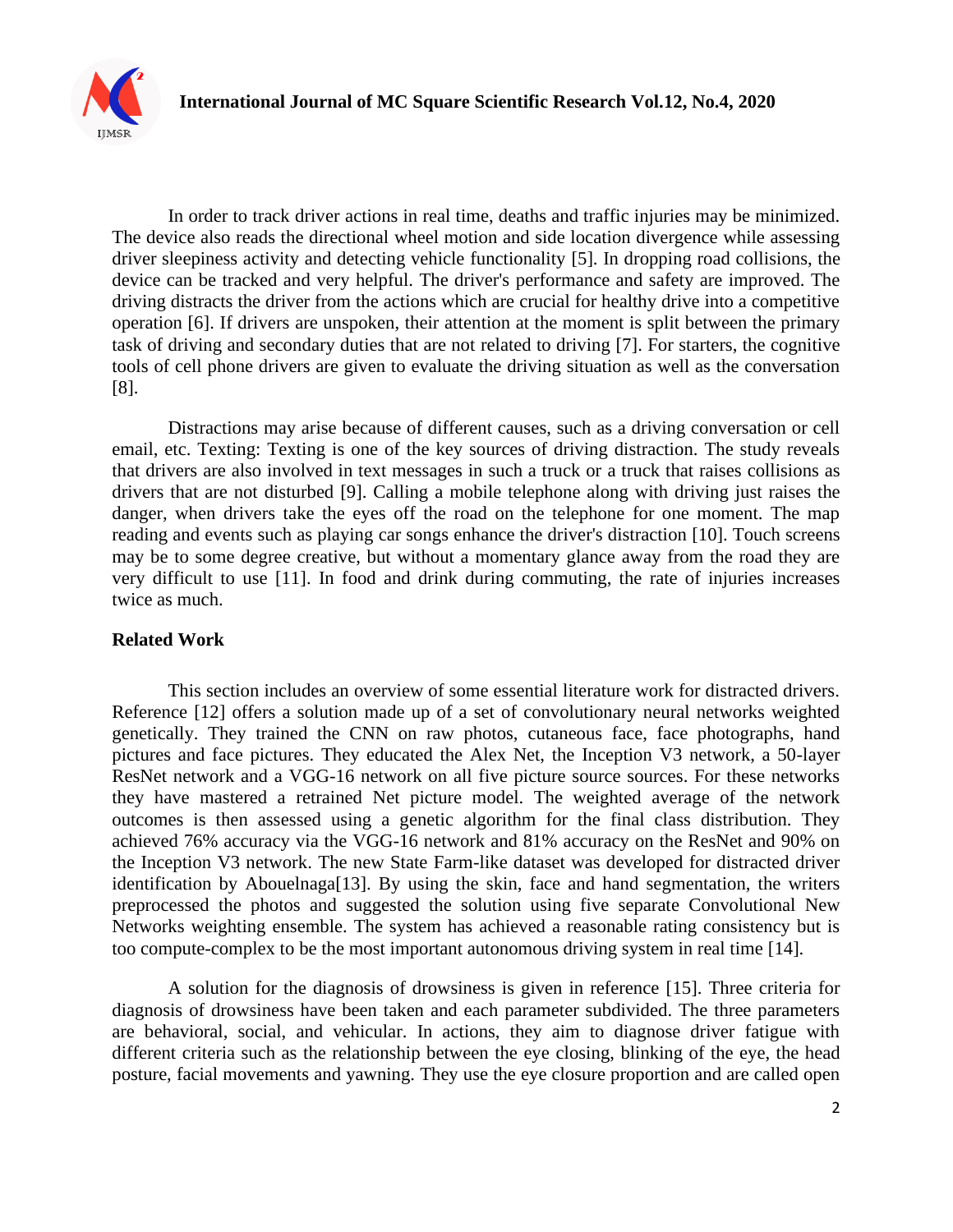In order to track driver actions in real time, deaths and traffic injuries may be minimized. The device also reads the directional wheel motion and side location divergence while assessing driver sleepiness activity and detecting vehicle functionality [5]. In dropping road collisions, the device can be tracked and very helpful. The driver's performance and safety are improved. The driving distracts the driver from the actions which are crucial for healthy drive into a competitive operation [6]. If drivers are unspoken, their attention at the moment is split between the primary task of driving and secondary duties that are not related to driving [7]. For starters, the cognitive tools of cell phone drivers are given to evaluate the driving situation as well as the conversation [8].

Distractions may arise because of different causes, such as a driving conversation or cell email, etc. Texting: Texting is one of the key sources of driving distraction. The study reveals that drivers are also involved in text messages in such a truck or a truck that raises collisions as drivers that are not disturbed [9]. Calling a mobile telephone along with driving just raises the danger, when drivers take the eyes off the road on the telephone for one moment. The map reading and events such as playing car songs enhance the driver's distraction [10]. Touch screens may be to some degree creative, but without a momentary glance away from the road they are very difficult to use [11]. In food and drink during commuting, the rate of injuries increases twice as much.

## Related Work

This section includes an overview of some essential literature work for distracted drivers. Reference [12] offers a solution made up of a set of convolutionary neural networks weighted genetically. They trained the CNN on raw photos, cutaneous face, face photographs, hand pictures and face pictures. They educated the Alex Net, the Inception V3 network, a 50-layer ResNet network and a VGG-16 network on all five picture source sources. For these networks they have mastered a retrained Net picture model. The weighted average of the network outcomes is then assessed using a genetic algorithm for the final class distribution. They achieved 76% accuracy via the VGG-16 network and 81% accuracy on the ResNet and 90% on the Inception V3 network. The new State Farm-like dataset was developed for distracted driver identification by Abouelnaga[13]. By using the skin, face and hand segmentation, the writers preprocessed the photos and suggested the solution using five separate Convolutional New Networks weighting ensemble. The system has achieved a reasonable rating consistency but is too compute-complex to be the most important autonomous driving system in real time [14].

A solution for the diagnosis of drowsiness is given in reference [15]. Three criteria for diagnosis of drowsiness have been taken and each parameter subdivided. The three parameters are behavioral, social, and vehicular. In actions, they aim to diagnose driver fatigue with different criteria such as the relationship between the eye closing, blinking of the eye, the head posture, facial movements and yawning. They use the eye closure proportion and are called open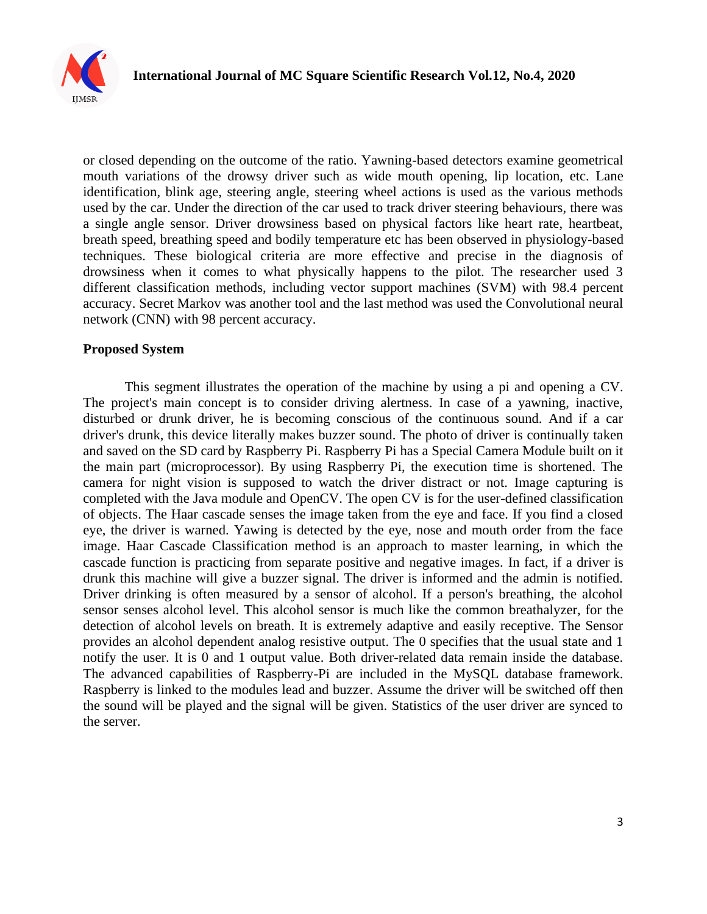or closed depending on the outcome of the ratio. Yawning-based detectors examine geometrical mouth variations of the drowsy driver such as wide mouth opening, lip location, etc. Lane identification, blink age, steering angle, steering wheel actions is used as the various methods used by the car. Under the direction of the car used to track driver steering behaviours, there was a single angle sensor. Driver drowsiness based on physical factors like heart rate, heartbeat, breath speed, breathing speed and bodily temperature etc has been observed in physiology-based techniques. These biological criteria are more effective and precise in the diagnosis of drowsiness when it comes to what physically happens to the pilot. The researcher used 3 different classification methods, including vector support machines (SVM) with 98.4 percent accuracy. Secret Markov was another tool and the last method was used the Convolutional neural network (CNN) with 98 percent accuracy.

## Proposed System

This segment illustrates the operation of the machine by using a pi and opening a CV. The project's main concept is to consider driving alertness. In case of a yawning, inactive, disturbed or drunk driver, he is becoming conscious of the continuous sound. And if a car driver's drunk, this device literally makes buzzer sound. The photo of driver is continually taken and saved on the SD card by Raspberry Pi. Raspberry Pi has a Special Camera Module built on it the main part (microprocessor). By using Raspberry Pi, the execution time is shortened. The camera for night vision is supposed to watch the driver distract or not. Image capturing is completed with the Java module and OpenCV. The open CV is for the user-defined classification of objects. The Haar cascade senses the image taken from the eye and face. If you find a closed eye, the driver is warned. Yawing is detected by the eye, nose and mouth order from the face image. Haar Cascade Classification method is an approach to master learning, in which the cascade function is practicing from separate positive and negative images. In fact, if a driver is drunk this machine will give a buzzer signal. The driver is informed and the admin is notified. Driver drinking is often measured by a sensor of alcohol. If a person's breathing, the alcohol sensor senses alcohol level. This alcohol sensor is much like the common breathalyzer, for the detection of alcohol levels on breath. It is extremely adaptive and easily receptive. The Sensor provides an alcohol dependent analog resistive output. The 0 specifies that the usual state and 1 notify the user. It is 0 and 1 output value. Both driver-related data remain inside the database. The advanced capabilities of Raspberry-Pi are included in the MySQL database framework. Raspberry is linked to the modules lead and buzzer. Assume the driver will be switched off then the sound will be played and the signal will be given. Statistics of the user driver are synced to the server.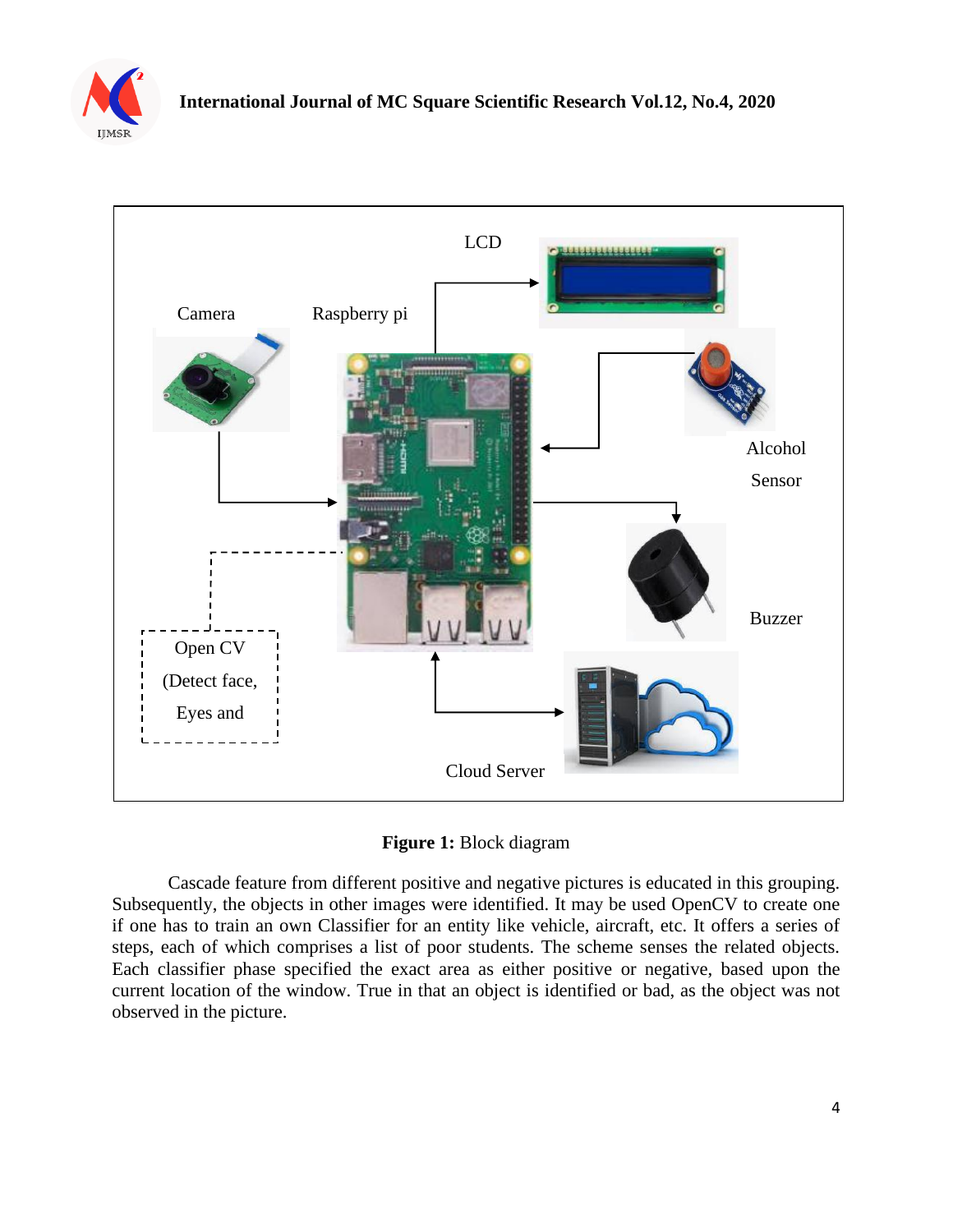**Figure 1:** Block diagram

Cascade feature from different positive and negative pictures is educated in this grouping. Subsequently, the objects in other images were identified. It may be used OpenCV to create one if one has to train an own Classifier for an entity like vehicle, aircraft, etc. It offers a series of steps, each of which comprises a list of poor students. The scheme senses the related objects. Each classifier phase specified the exact area as either positive or negative, based upon the current location of the window. True in that an object is identified or bad, as the object was not observed in the picture.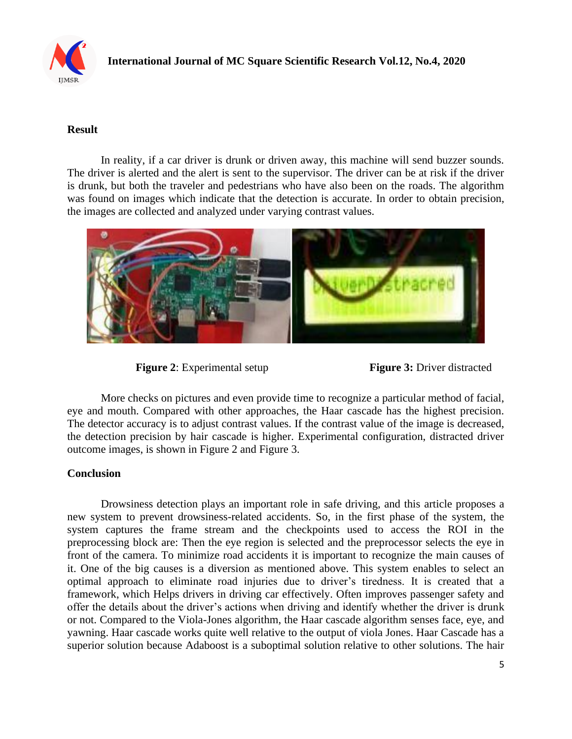## Result

In reality, if a car driver is drunk or driven away, this machine will send buzzer sounds. The driver is alerted and the alert is sent to the supervisor. The driver can be at risk if the driver is drunk, but both the traveler and pedestrians who have also been on the roads. The algorithm was found on images which indicate that the detection is accurate. In order to obtain precision, the images are collected and analyzed under varying contrast values.

**Figure 2**: Experimental setup **Figure 3:** Driver distracted

More checks on pictures and even provide time to recognize a particular method of facial, eye and mouth. Compared with other approaches, the Haar cascade has the highest precision. The detector accuracy is to adjust contrast values. If the contrast value of the image is decreased, the detection precision by hair cascade is higher. Experimental configuration, distracted driver outcome images, is shown in Figure 2 and Figure 3.

## Conclusion

Drowsiness detection plays an important role in safe driving, and this article proposes a new system to prevent drowsiness-related accidents. So, in the first phase of the system, the system captures the frame stream and the checkpoints used to access the ROI in the preprocessing block are: Then the eye region is selected and the preprocessor selects the eye in front of the camera. To minimize road accidents it is important to recognize the main causes of it. One of the big causes is a diversion as mentioned above. This system enables to select an optimal approach to eliminate road injuries due to driver's tiredness. It is created that a framework, which Helps drivers in driving car effectively. Often improves passenger safety and offer the details about the driver's actions when driving and identify whether the driver is drunk or not. Compared to the Viola-Jones algorithm, the Haar cascade algorithm senses face, eye, and yawning. Haar cascade works quite well relative to the output of viola Jones. Haar Cascade has a superior solution because Adaboost is a suboptimal solution relative to other solutions. The hair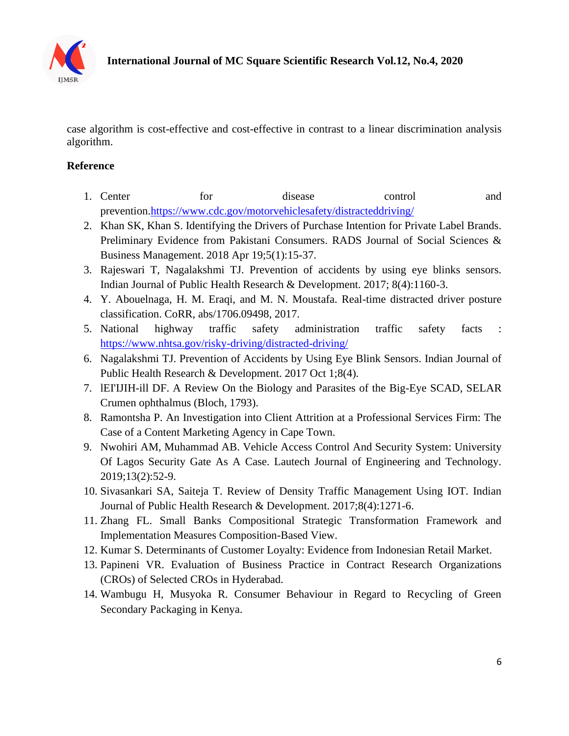case algorithm is cost-effective and cost-effective in contrast to a linear discrimination analysis algorithm.

## Reference

1. Center for disease control and prevention.https://www.cdc.gov/motorvehiclesafety/distracteddriving/
2. Khan SK, Khan S. Identifying the Drivers of Purchase Intention for Private Label Brands. Preliminary Evidence from Pakistani Consumers. RADS Journal of Social Sciences & Business Management. 2018 Apr 19;5(1):15-37.
3. Rajeswari T, Nagalakshmi TJ. Prevention of accidents by using eye blinks sensors. Indian Journal of Public Health Research & Development. 2017; 8(4):1160-3.
4. Y. Abouelnaga, H. M. Eraqi, and M. N. Moustafa. Real-time distracted driver posture classification. CoRR, abs/1706.09498, 2017.
5. National highway traffic safety administration traffic safety facts : https://www.nhtsa.gov/risky-driving/distracted-driving/
6. Nagalakshmi TJ. Prevention of Accidents by Using Eye Blink Sensors. Indian Journal of Public Health Research & Development. 2017 Oct 1;8(4).
7. lEI'IJIH-ill DF. A Review On the Biology and Parasites of the Big-Eye SCAD, SELAR Crumen ophthalmus (Bloch, 1793).
8. Ramontsha P. An Investigation into Client Attrition at a Professional Services Firm: The Case of a Content Marketing Agency in Cape Town.
9. Nwohiri AM, Muhammad AB. Vehicle Access Control And Security System: University Of Lagos Security Gate As A Case. Lautech Journal of Engineering and Technology. 2019;13(2):52-9.
10. Sivasankari SA, Saiteja T. Review of Density Traffic Management Using IOT. Indian Journal of Public Health Research & Development. 2017;8(4):1271-6.
11. Zhang FL. Small Banks Compositional Strategic Transformation Framework and Implementation Measures Composition-Based View.
12. Kumar S. Determinants of Customer Loyalty: Evidence from Indonesian Retail Market.
13. Papineni VR. Evaluation of Business Practice in Contract Research Organizations (CROs) of Selected CROs in Hyderabad.
14. Wambugu H, Musyoka R. Consumer Behaviour in Regard to Recycling of Green Secondary Packaging in Kenya.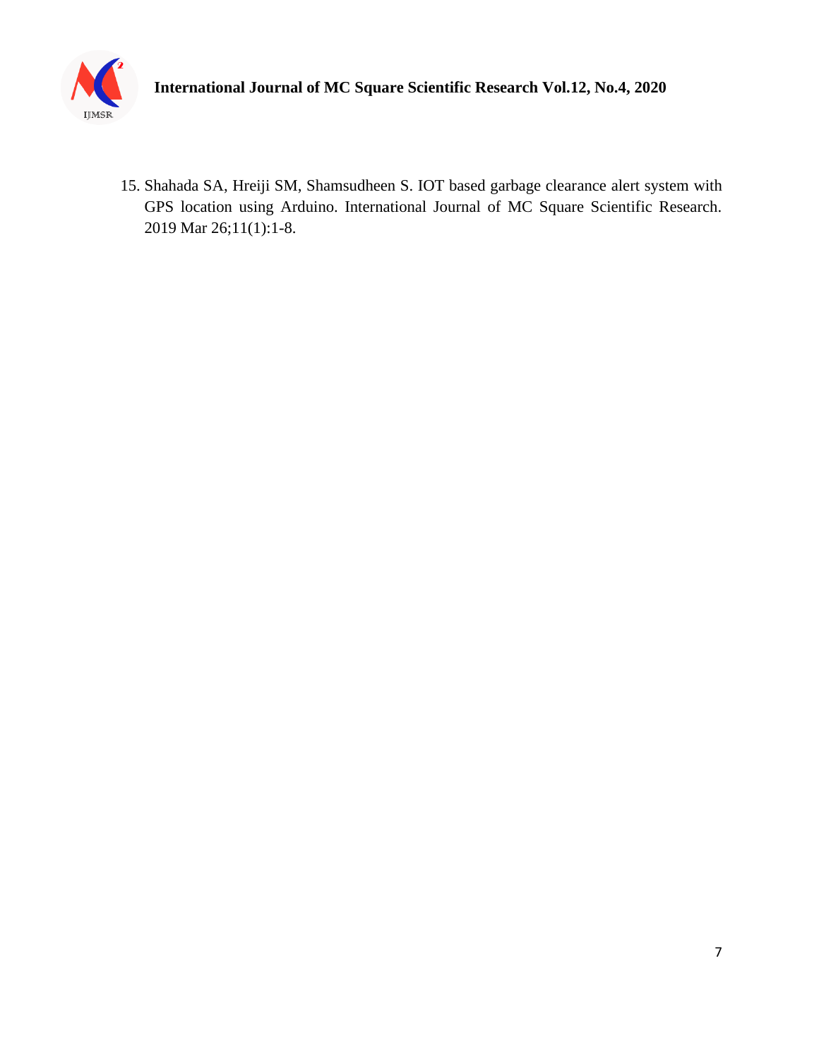15. Shahada SA, Hreiji SM, Shamsudheen S. IOT based garbage clearance alert system with GPS location using Arduino. International Journal of MC Square Scientific Research. 2019 Mar 26;11(1):1-8.